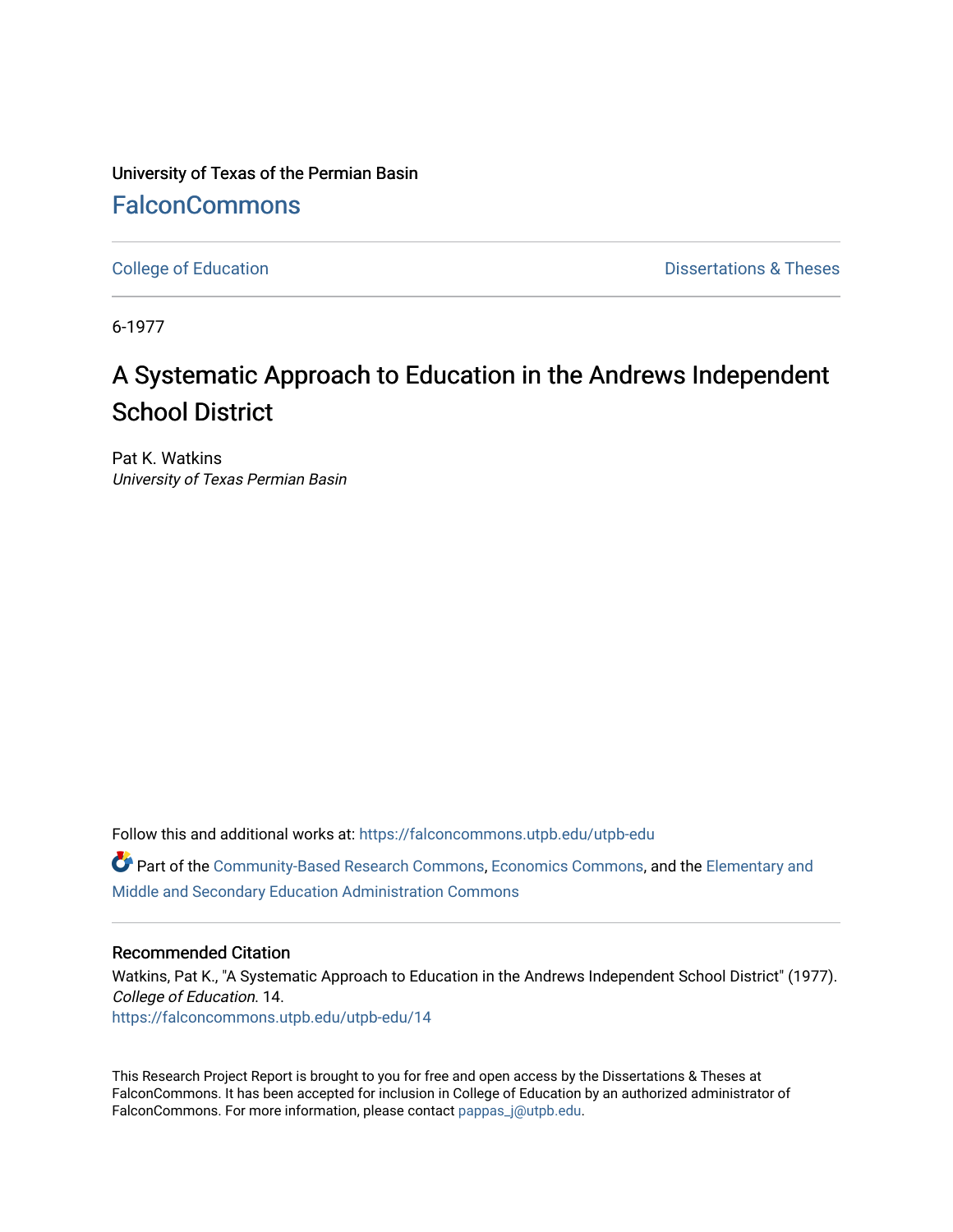University of Texas of the Permian Basin

FalconCommons

College of Education

Dissertations & Theses

6-1977

# A Systematic Approach to Education in the Andrews Independent School District

Pat K. Watkins
*University of Texas Permian Basin*

Follow this and additional works at: https://falconcommons.utpb.edu/utpb-edu

Part of the Community-Based Research Commons, Economics Commons, and the Elementary and Middle and Secondary Education Administration Commons

## Recommended Citation

Watkins, Pat K., "A Systematic Approach to Education in the Andrews Independent School District" (1977). *College of Education*. 14.
https://falconcommons.utpb.edu/utpb-edu/14

This Research Project Report is brought to you for free and open access by the Dissertations & Theses at FalconCommons. It has been accepted for inclusion in College of Education by an authorized administrator of FalconCommons. For more information, please contact pappas_j@utpb.edu.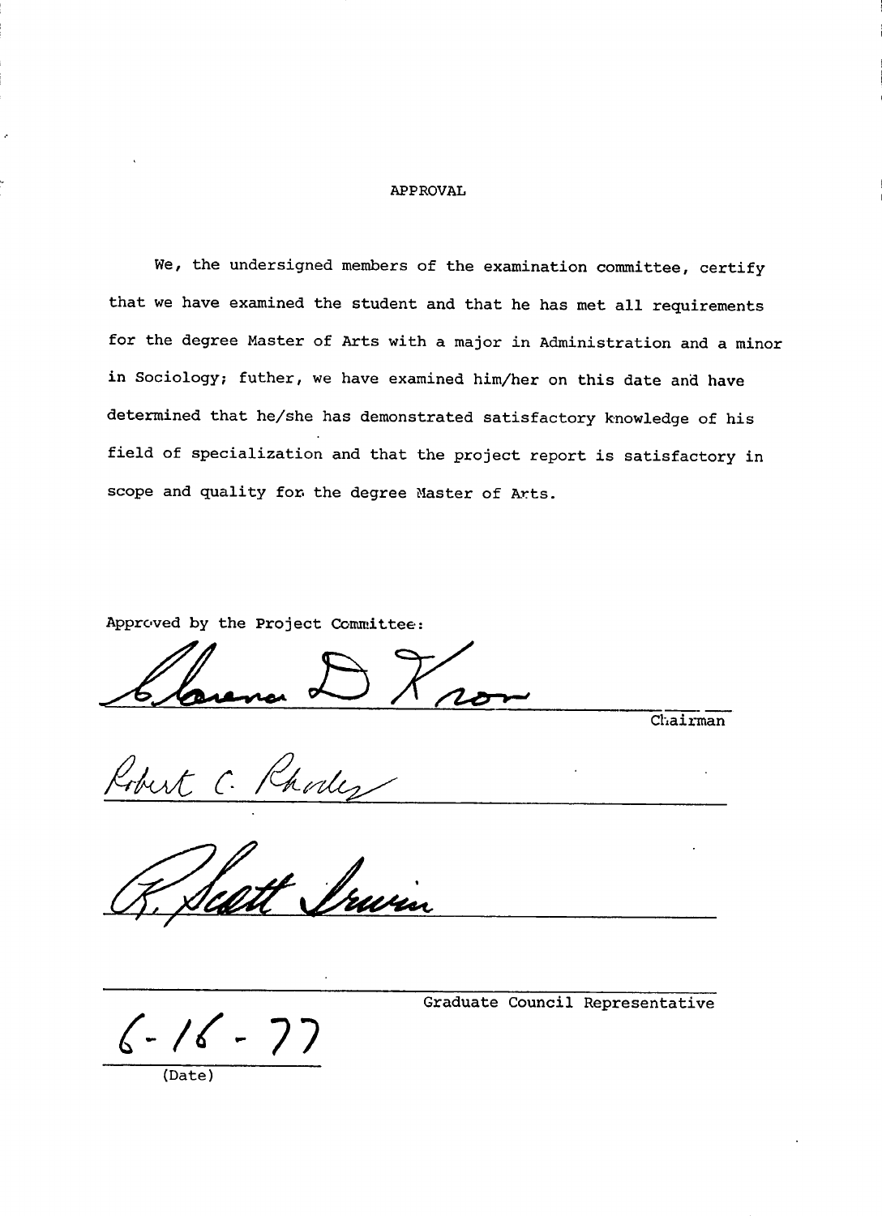# APPROVAL

We, the undersigned members of the examination committee, certify that we have examined the student and that he has met all requirements for the degree Master of Arts with a major in Administration and a minor in Sociology; futher, we have examined him/her on this date and have determined that he/she has demonstrated satisfactory knowledge of his field of specialization and that the project report is satisfactory in scope and quality for the degree Master of Arts.

Approved by the Project Committee:

Clarence D Kron
______________________________ Chairman

Robert C. Rhodes
______________________________

R. Scott Irwin
______________________________

______________________________ Graduate Council Representative

6-16-77
______________________________
(Date)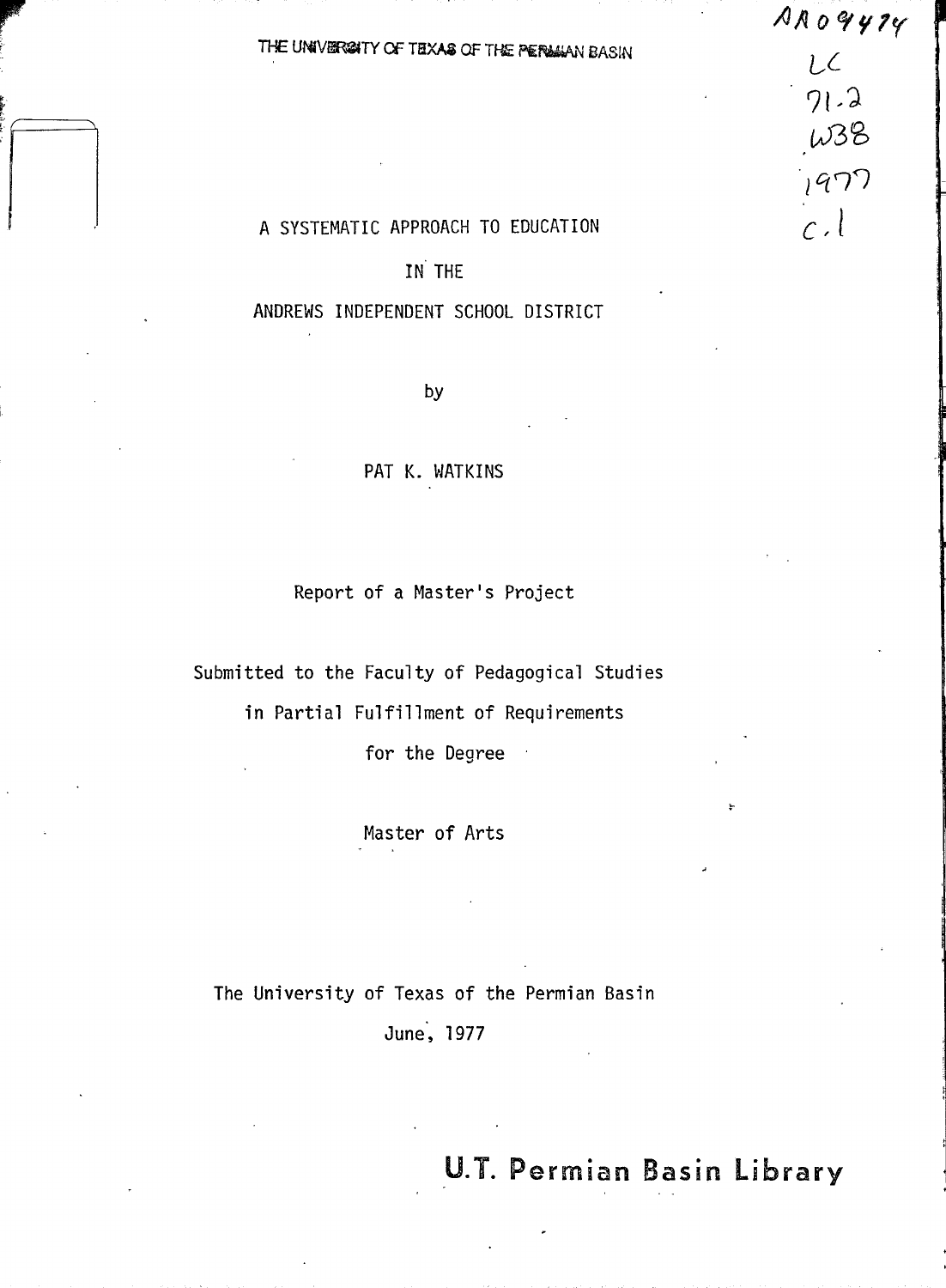THE UNIVERSITY OF TEXAS OF THE PERMIAN BASIN

AR09474
LC
71.2
.W38
1977
c.1

A SYSTEMATIC APPROACH TO EDUCATION

IN THE

ANDREWS INDEPENDENT SCHOOL DISTRICT

by

PAT K. WATKINS

Report of a Master's Project

Submitted to the Faculty of Pedagogical Studies

in Partial Fulfillment of Requirements

for the Degree

Master of Arts

The University of Texas of the Permian Basin

June, 1977

U.T. Permian Basin Library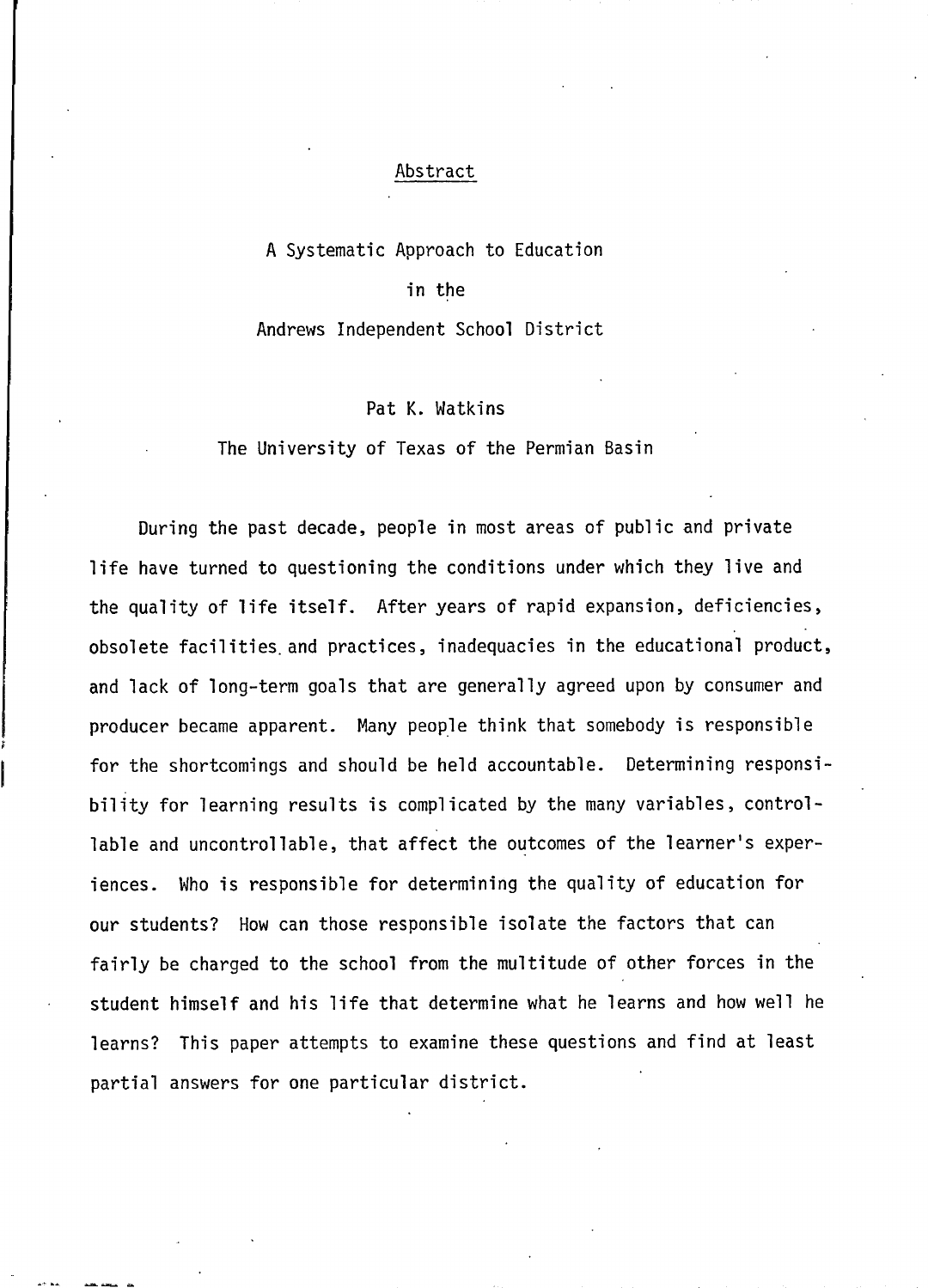## Abstract

A Systematic Approach to Education

in the

Andrews Independent School District

Pat K. Watkins

The University of Texas of the Permian Basin

During the past decade, people in most areas of public and private life have turned to questioning the conditions under which they live and the quality of life itself. After years of rapid expansion, deficiencies, obsolete facilities and practices, inadequacies in the educational product, and lack of long-term goals that are generally agreed upon by consumer and producer became apparent. Many people think that somebody is responsible for the shortcomings and should be held accountable. Determining responsibility for learning results is complicated by the many variables, controllable and uncontrollable, that affect the outcomes of the learner's experiences. Who is responsible for determining the quality of education for our students? How can those responsible isolate the factors that can fairly be charged to the school from the multitude of other forces in the student himself and his life that determine what he learns and how well he learns? This paper attempts to examine these questions and find at least partial answers for one particular district.